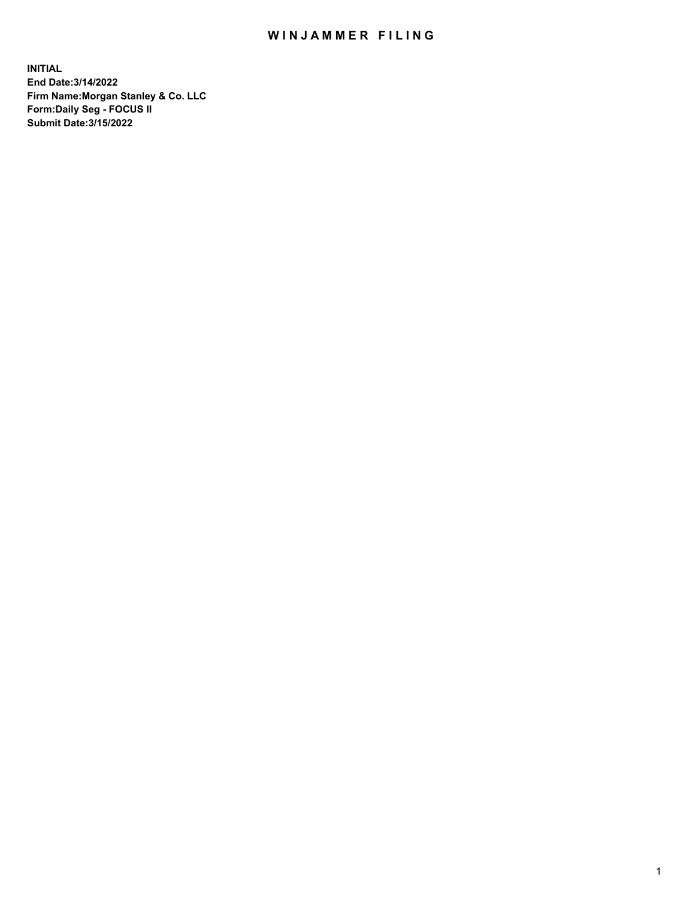# WINJAMMER FILING

**INITIAL**
**End Date:3/14/2022**
**Firm Name:Morgan Stanley & Co. LLC**
**Form:Daily Seg - FOCUS II**
**Submit Date:3/15/2022**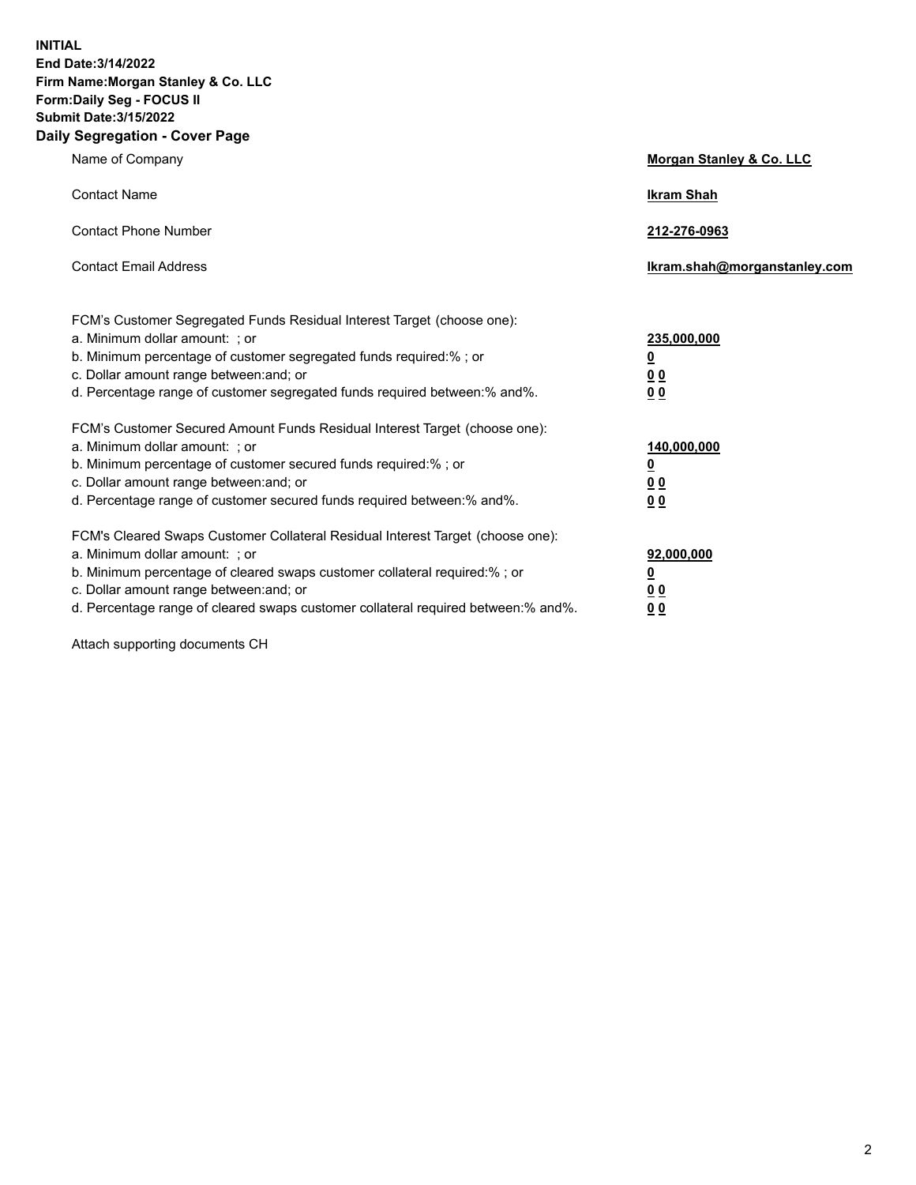**INITIAL**
**End Date:3/14/2022**
**Firm Name:Morgan Stanley & Co. LLC**
**Form:Daily Seg - FOCUS II**
**Submit Date:3/15/2022**

## Daily Segregation - Cover Page

| | |
|---|---|
| Name of Company | **Morgan Stanley & Co. LLC** |
| Contact Name | **Ikram Shah** |
| Contact Phone Number | **212-276-0963** |
| Contact Email Address | **Ikram.shah@morganstanley.com** |

| | |
|---|---|
| FCM's Customer Segregated Funds Residual Interest Target (choose one): | |
| a. Minimum dollar amount: ; or | **235,000,000** |
| b. Minimum percentage of customer segregated funds required:% ; or | **0** |
| c. Dollar amount range between:and; or | **0 0** |
| d. Percentage range of customer segregated funds required between:% and%. | **0 0** |
| FCM's Customer Secured Amount Funds Residual Interest Target (choose one): | |
| a. Minimum dollar amount: ; or | **140,000,000** |
| b. Minimum percentage of customer secured funds required:% ; or | **0** |
| c. Dollar amount range between:and; or | **0 0** |
| d. Percentage range of customer secured funds required between:% and%. | **0 0** |
| FCM's Cleared Swaps Customer Collateral Residual Interest Target (choose one): | |
| a. Minimum dollar amount: ; or | **92,000,000** |
| b. Minimum percentage of cleared swaps customer collateral required:% ; or | **0** |
| c. Dollar amount range between:and; or | **0 0** |
| d. Percentage range of cleared swaps customer collateral required between:% and%. | **0 0** |

Attach supporting documents CH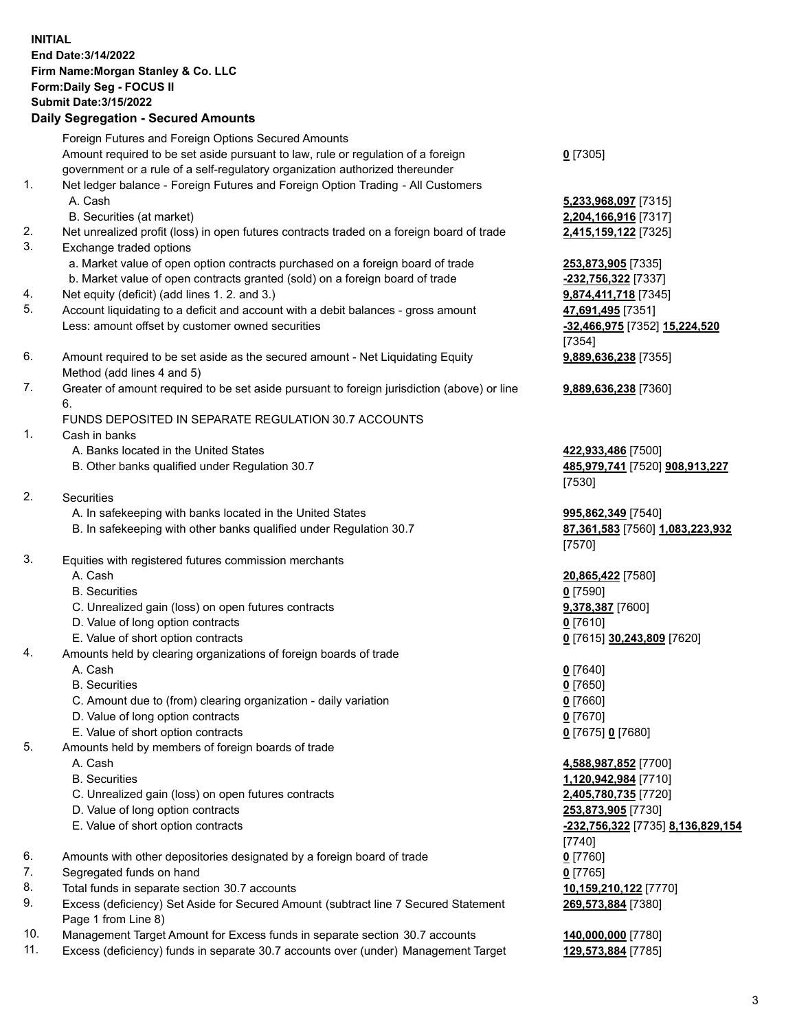**INITIAL**
**End Date:3/14/2022**
**Firm Name:Morgan Stanley & Co. LLC**
**Form:Daily Seg - FOCUS II**
**Submit Date:3/15/2022**

### Daily Segregation - Secured Amounts

| | | |
|---|---|---|
| | Foreign Futures and Foreign Options Secured Amounts | |
| | Amount required to be set aside pursuant to law, rule or regulation of a foreign government or a rule of a self-regulatory organization authorized thereunder | **0** [7305] |
| 1. | Net ledger balance - Foreign Futures and Foreign Option Trading - All Customers | |
| | A. Cash | **5,233,968,097** [7315] |
| | B. Securities (at market) | **2,204,166,916** [7317] |
| 2. | Net unrealized profit (loss) in open futures contracts traded on a foreign board of trade | **2,415,159,122** [7325] |
| 3. | Exchange traded options | |
| | a. Market value of open option contracts purchased on a foreign board of trade | **253,873,905** [7335] |
| | b. Market value of open contracts granted (sold) on a foreign board of trade | **-232,756,322** [7337] |
| 4. | Net equity (deficit) (add lines 1. 2. and 3.) | **9,874,411,718** [7345] |
| 5. | Account liquidating to a deficit and account with a debit balances - gross amount | **47,691,495** [7351] |
| | Less: amount offset by customer owned securities | **-32,466,975** [7352] **15,224,520** [7354] |
| 6. | Amount required to be set aside as the secured amount - Net Liquidating Equity Method (add lines 4 and 5) | **9,889,636,238** [7355] |
| 7. | Greater of amount required to be set aside pursuant to foreign jurisdiction (above) or line 6. | **9,889,636,238** [7360] |
| | FUNDS DEPOSITED IN SEPARATE REGULATION 30.7 ACCOUNTS | |
| 1. | Cash in banks | |
| | A. Banks located in the United States | **422,933,486** [7500] |
| | B. Other banks qualified under Regulation 30.7 | **485,979,741** [7520] **908,913,227** [7530] |
| 2. | Securities | |
| | A. In safekeeping with banks located in the United States | **995,862,349** [7540] |
| | B. In safekeeping with other banks qualified under Regulation 30.7 | **87,361,583** [7560] **1,083,223,932** [7570] |
| 3. | Equities with registered futures commission merchants | |
| | A. Cash | **20,865,422** [7580] |
| | B. Securities | **0** [7590] |
| | C. Unrealized gain (loss) on open futures contracts | **9,378,387** [7600] |
| | D. Value of long option contracts | **0** [7610] |
| | E. Value of short option contracts | **0** [7615] **30,243,809** [7620] |
| 4. | Amounts held by clearing organizations of foreign boards of trade | |
| | A. Cash | **0** [7640] |
| | B. Securities | **0** [7650] |
| | C. Amount due to (from) clearing organization - daily variation | **0** [7660] |
| | D. Value of long option contracts | **0** [7670] |
| | E. Value of short option contracts | **0** [7675] **0** [7680] |
| 5. | Amounts held by members of foreign boards of trade | |
| | A. Cash | **4,588,987,852** [7700] |
| | B. Securities | **1,120,942,984** [7710] |
| | C. Unrealized gain (loss) on open futures contracts | **2,405,780,735** [7720] |
| | D. Value of long option contracts | **253,873,905** [7730] |
| | E. Value of short option contracts | **-232,756,322** [7735] **8,136,829,154** [7740] |
| 6. | Amounts with other depositories designated by a foreign board of trade | **0** [7760] |
| 7. | Segregated funds on hand | **0** [7765] |
| 8. | Total funds in separate section 30.7 accounts | **10,159,210,122** [7770] |
| 9. | Excess (deficiency) Set Aside for Secured Amount (subtract line 7 Secured Statement Page 1 from Line 8) | **269,573,884** [7380] |
| 10. | Management Target Amount for Excess funds in separate section 30.7 accounts | **140,000,000** [7780] |
| 11. | Excess (deficiency) funds in separate 30.7 accounts over (under) Management Target | **129,573,884** [7785] |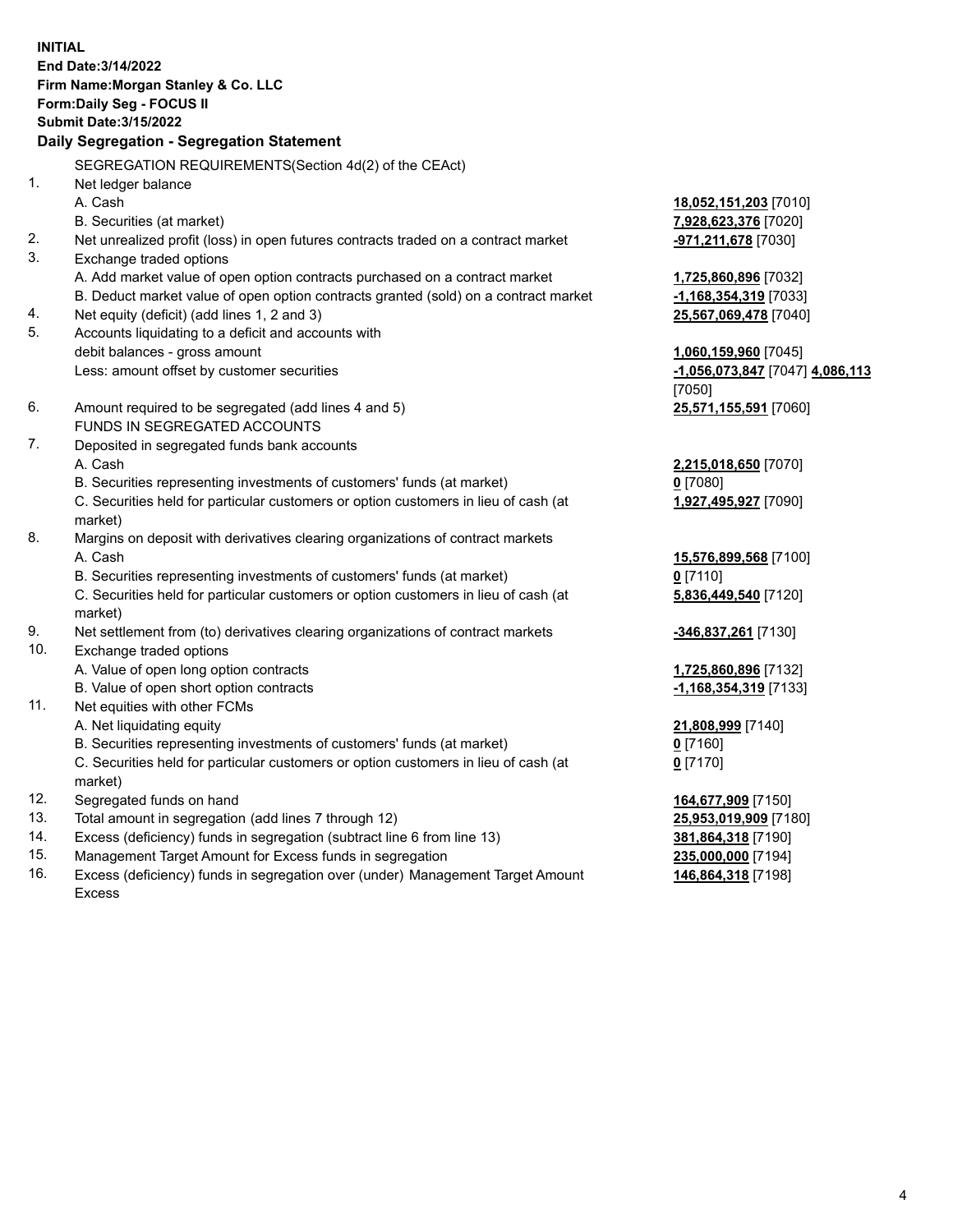**INITIAL**
**End Date:3/14/2022**
**Firm Name:Morgan Stanley & Co. LLC**
**Form:Daily Seg - FOCUS II**
**Submit Date:3/15/2022**

### Daily Segregation - Segregation Statement

SEGREGATION REQUIREMENTS(Section 4d(2) of the CEAct)

| | | |
|---|---|---|
| 1. | Net ledger balance | |
| | A. Cash | **18,052,151,203** [7010] |
| | B. Securities (at market) | **7,928,623,376** [7020] |
| 2. | Net unrealized profit (loss) in open futures contracts traded on a contract market | **-971,211,678** [7030] |
| 3. | Exchange traded options | |
| | A. Add market value of open option contracts purchased on a contract market | **1,725,860,896** [7032] |
| | B. Deduct market value of open option contracts granted (sold) on a contract market | **-1,168,354,319** [7033] |
| 4. | Net equity (deficit) (add lines 1, 2 and 3) | **25,567,069,478** [7040] |
| 5. | Accounts liquidating to a deficit and accounts with debit balances - gross amount | **1,060,159,960** [7045] |
| | Less: amount offset by customer securities | **-1,056,073,847** [7047] **4,086,113** [7050] |
| 6. | Amount required to be segregated (add lines 4 and 5) | **25,571,155,591** [7060] |
| | FUNDS IN SEGREGATED ACCOUNTS | |
| 7. | Deposited in segregated funds bank accounts | |
| | A. Cash | **2,215,018,650** [7070] |
| | B. Securities representing investments of customers' funds (at market) | **0** [7080] |
| | C. Securities held for particular customers or option customers in lieu of cash (at market) | **1,927,495,927** [7090] |
| 8. | Margins on deposit with derivatives clearing organizations of contract markets | |
| | A. Cash | **15,576,899,568** [7100] |
| | B. Securities representing investments of customers' funds (at market) | **0** [7110] |
| | C. Securities held for particular customers or option customers in lieu of cash (at market) | **5,836,449,540** [7120] |
| 9. | Net settlement from (to) derivatives clearing organizations of contract markets | **-346,837,261** [7130] |
| 10. | Exchange traded options | |
| | A. Value of open long option contracts | **1,725,860,896** [7132] |
| | B. Value of open short option contracts | **-1,168,354,319** [7133] |
| 11. | Net equities with other FCMs | |
| | A. Net liquidating equity | **21,808,999** [7140] |
| | B. Securities representing investments of customers' funds (at market) | **0** [7160] |
| | C. Securities held for particular customers or option customers in lieu of cash (at market) | **0** [7170] |
| 12. | Segregated funds on hand | **164,677,909** [7150] |
| 13. | Total amount in segregation (add lines 7 through 12) | **25,953,019,909** [7180] |
| 14. | Excess (deficiency) funds in segregation (subtract line 6 from line 13) | **381,864,318** [7190] |
| 15. | Management Target Amount for Excess funds in segregation | **235,000,000** [7194] |
| 16. | Excess (deficiency) funds in segregation over (under) Management Target Amount Excess | **146,864,318** [7198] |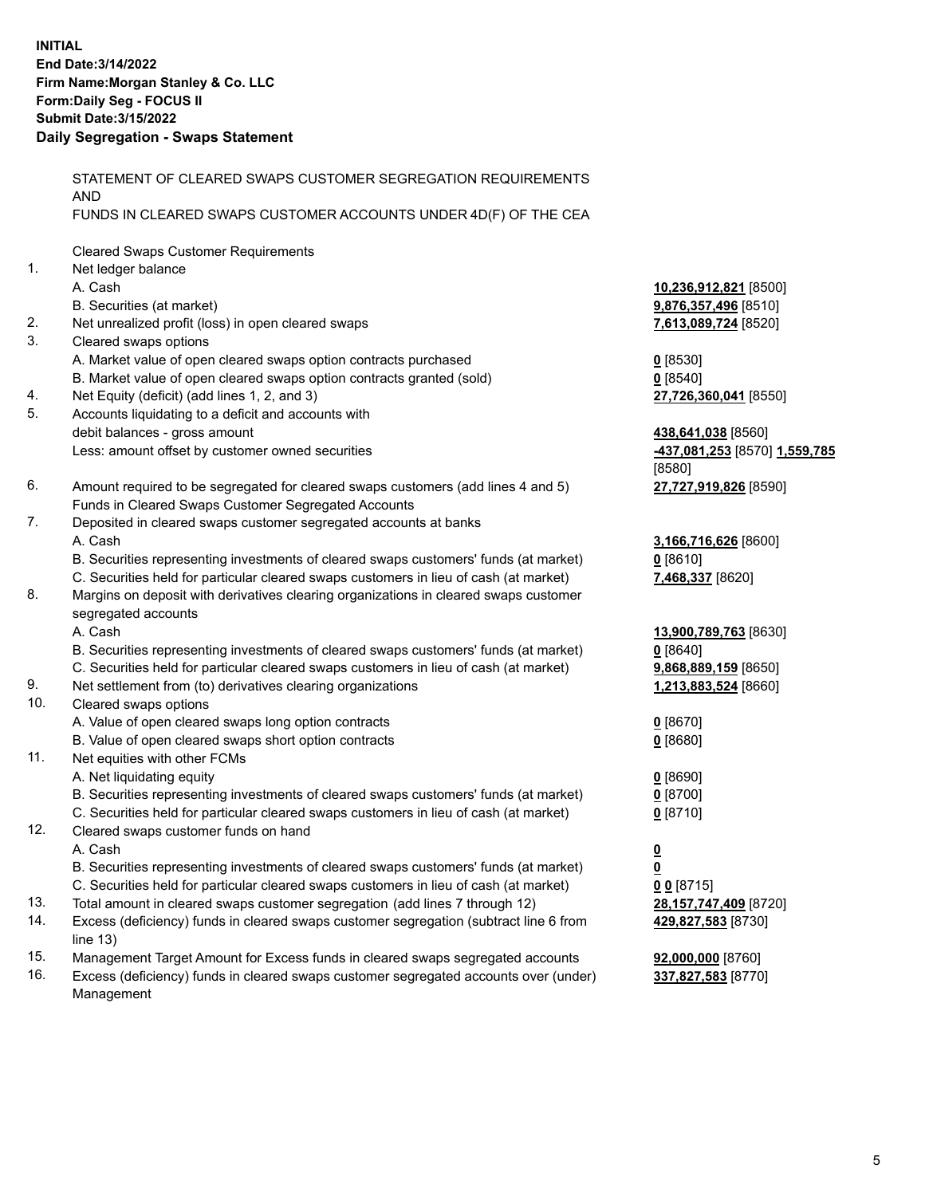**INITIAL**
**End Date:3/14/2022**
**Firm Name:Morgan Stanley & Co. LLC**
**Form:Daily Seg - FOCUS II**
**Submit Date:3/15/2022**
**Daily Segregation - Swaps Statement**

STATEMENT OF CLEARED SWAPS CUSTOMER SEGREGATION REQUIREMENTS AND FUNDS IN CLEARED SWAPS CUSTOMER ACCOUNTS UNDER 4D(F) OF THE CEA

| | | |
|---|---|---|
| | Cleared Swaps Customer Requirements | |
| 1. | Net ledger balance | |
| | A. Cash | **10,236,912,821** [8500] |
| | B. Securities (at market) | **9,876,357,496** [8510] |
| 2. | Net unrealized profit (loss) in open cleared swaps | **7,613,089,724** [8520] |
| 3. | Cleared swaps options | |
| | A. Market value of open cleared swaps option contracts purchased | **0** [8530] |
| | B. Market value of open cleared swaps option contracts granted (sold) | **0** [8540] |
| 4. | Net Equity (deficit) (add lines 1, 2, and 3) | **27,726,360,041** [8550] |
| 5. | Accounts liquidating to a deficit and accounts with debit balances - gross amount | **438,641,038** [8560] |
| | Less: amount offset by customer owned securities | **-437,081,253** [8570] **1,559,785** [8580] |
| 6. | Amount required to be segregated for cleared swaps customers (add lines 4 and 5) | **27,727,919,826** [8590] |
| | Funds in Cleared Swaps Customer Segregated Accounts | |
| 7. | Deposited in cleared swaps customer segregated accounts at banks | |
| | A. Cash | **3,166,716,626** [8600] |
| | B. Securities representing investments of cleared swaps customers' funds (at market) | **0** [8610] |
| | C. Securities held for particular cleared swaps customers in lieu of cash (at market) | **7,468,337** [8620] |
| 8. | Margins on deposit with derivatives clearing organizations in cleared swaps customer segregated accounts | |
| | A. Cash | **13,900,789,763** [8630] |
| | B. Securities representing investments of cleared swaps customers' funds (at market) | **0** [8640] |
| | C. Securities held for particular cleared swaps customers in lieu of cash (at market) | **9,868,889,159** [8650] |
| 9. | Net settlement from (to) derivatives clearing organizations | **1,213,883,524** [8660] |
| 10. | Cleared swaps options | |
| | A. Value of open cleared swaps long option contracts | **0** [8670] |
| | B. Value of open cleared swaps short option contracts | **0** [8680] |
| 11. | Net equities with other FCMs | |
| | A. Net liquidating equity | **0** [8690] |
| | B. Securities representing investments of cleared swaps customers' funds (at market) | **0** [8700] |
| | C. Securities held for particular cleared swaps customers in lieu of cash (at market) | **0** [8710] |
| 12. | Cleared swaps customer funds on hand | |
| | A. Cash | **0** |
| | B. Securities representing investments of cleared swaps customers' funds (at market) | **0** |
| | C. Securities held for particular cleared swaps customers in lieu of cash (at market) | **0** **0** [8715] |
| 13. | Total amount in cleared swaps customer segregation (add lines 7 through 12) | **28,157,747,409** [8720] |
| 14. | Excess (deficiency) funds in cleared swaps customer segregation (subtract line 6 from line 13) | **429,827,583** [8730] |
| 15. | Management Target Amount for Excess funds in cleared swaps segregated accounts | **92,000,000** [8760] |
| 16. | Excess (deficiency) funds in cleared swaps customer segregated accounts over (under) Management | **337,827,583** [8770] |